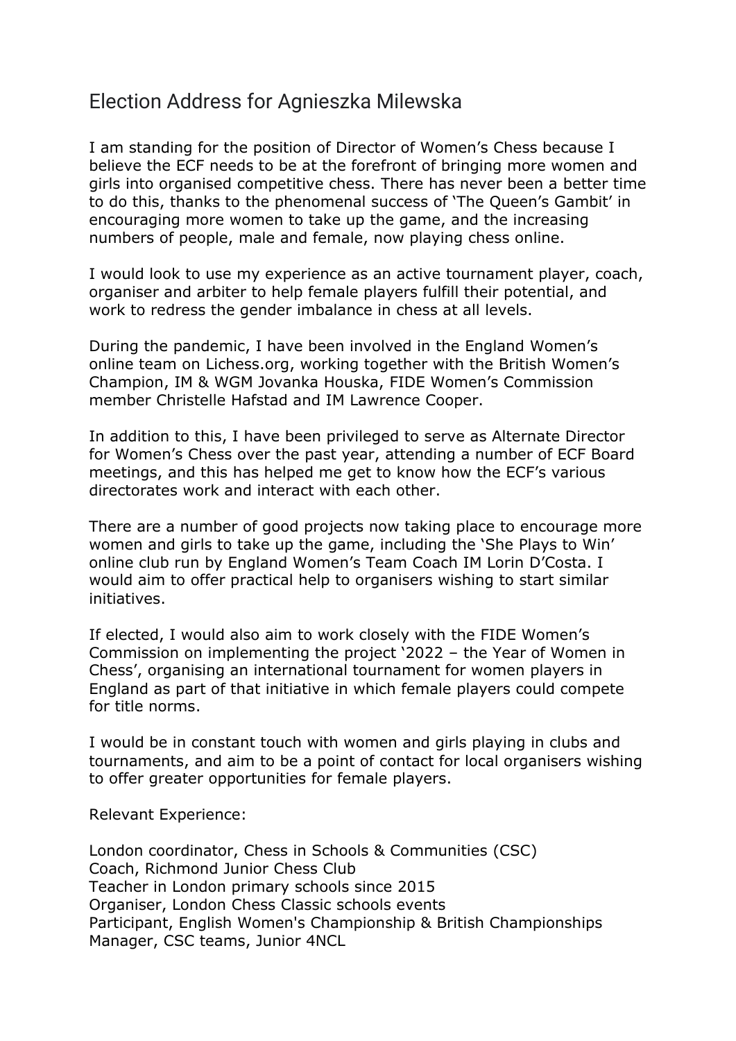# Election Address for Agnieszka Milewska

I am standing for the position of Director of Women's Chess because I believe the ECF needs to be at the forefront of bringing more women and girls into organised competitive chess. There has never been a better time to do this, thanks to the phenomenal success of 'The Queen's Gambit' in encouraging more women to take up the game, and the increasing numbers of people, male and female, now playing chess online.

I would look to use my experience as an active tournament player, coach, organiser and arbiter to help female players fulfill their potential, and work to redress the gender imbalance in chess at all levels.

During the pandemic, I have been involved in the England Women's online team on Lichess.org, working together with the British Women's Champion, IM & WGM Jovanka Houska, FIDE Women's Commission member Christelle Hafstad and IM Lawrence Cooper.

In addition to this, I have been privileged to serve as Alternate Director for Women's Chess over the past year, attending a number of ECF Board meetings, and this has helped me get to know how the ECF's various directorates work and interact with each other.

There are a number of good projects now taking place to encourage more women and girls to take up the game, including the 'She Plays to Win' online club run by England Women's Team Coach IM Lorin D'Costa. I would aim to offer practical help to organisers wishing to start similar initiatives.

If elected, I would also aim to work closely with the FIDE Women's Commission on implementing the project '2022 – the Year of Women in Chess', organising an international tournament for women players in England as part of that initiative in which female players could compete for title norms.

I would be in constant touch with women and girls playing in clubs and tournaments, and aim to be a point of contact for local organisers wishing to offer greater opportunities for female players.

Relevant Experience:

London coordinator, Chess in Schools & Communities (CSC)
Coach, Richmond Junior Chess Club
Teacher in London primary schools since 2015
Organiser, London Chess Classic schools events
Participant, English Women's Championship & British Championships
Manager, CSC teams, Junior 4NCL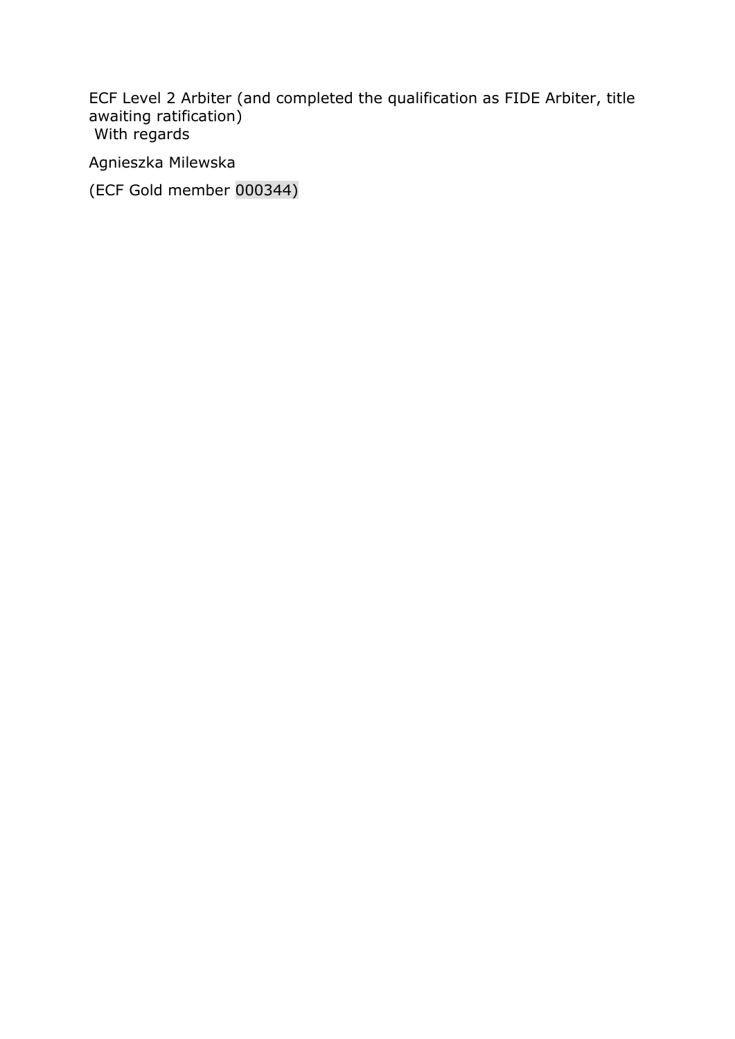ECF Level 2 Arbiter (and completed the qualification as FIDE Arbiter, title awaiting ratification)

With regards

Agnieszka Milewska

(ECF Gold member 000344)